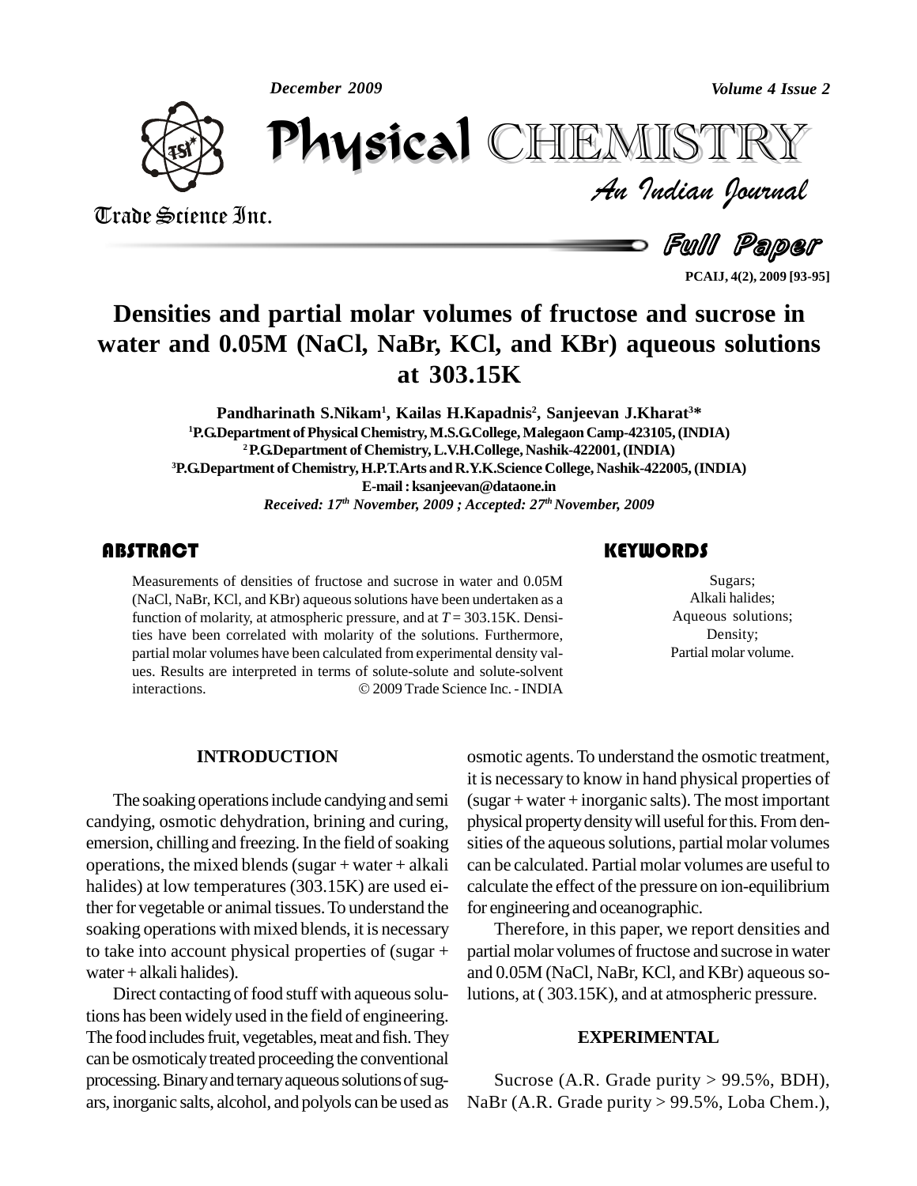# Densities and partial molar volumes of fructose and sucrose in water and 0.05M (NaCl, NaBr, KCl, and KBr) aqueous solutions at 303.15K

**Pandharinath S.Nikam[1], Kailas H.Kapadnis[2], Sanjeevan J.Kharat[3]***

[1]P.G.Department of Physical Chemistry, M.S.G.College, Malegaon Camp-423105, (INDIA)

[2]P.G.Department of Chemistry, L.V.H.College, Nashik-422001, (INDIA)

[3]P.G.Department of Chemistry, H.P.T.Arts and R.Y.K.Science College, Nashik-422005, (INDIA)

E-mail : ksanjeevan@dataone.in

*Received: 17th November, 2009 ; Accepted: 27th November, 2009*

## ABSTRACT

Measurements of densities of fructose and sucrose in water and 0.05M (NaCl, NaBr, KCl, and KBr) aqueous solutions have been undertaken as a function of molarity, at atmospheric pressure, and at $T = 303.15$K. Densities have been correlated with molarity of the solutions. Furthermore, partial molar volumes have been calculated from experimental density values. Results are interpreted in terms of solute-solute and solute-solvent interactions. © 2009 Trade Science Inc. - INDIA

## KEYWORDS

Sugars;
Alkali halides;
Aqueous solutions;
Density;
Partial molar volume.

## INTRODUCTION

The soaking operations include candying and semi candying, osmotic dehydration, brining and curing, emersion, chilling and freezing. In the field of soaking operations, the mixed blends (sugar + water + alkali halides) at low temperatures (303.15K) are used either for vegetable or animal tissues. To understand the soaking operations with mixed blends, it is necessary to take into account physical properties of (sugar + water + alkali halides).

Direct contacting of food stuff with aqueous solutions has been widely used in the field of engineering. The food includes fruit, vegetables, meat and fish. They can be osmoticaly treated proceeding the conventional processing. Binary and ternary aqueous solutions of sugars, inorganic salts, alcohol, and polyols can be used as osmotic agents. To understand the osmotic treatment, it is necessary to know in hand physical properties of (sugar + water + inorganic salts). The most important physical property density will useful for this. From densities of the aqueous solutions, partial molar volumes can be calculated. Partial molar volumes are useful to calculate the effect of the pressure on ion-equilibrium for engineering and oceanographic.

Therefore, in this paper, we report densities and partial molar volumes of fructose and sucrose in water and 0.05M (NaCl, NaBr, KCl, and KBr) aqueous solutions, at ( 303.15K), and at atmospheric pressure.

## EXPERIMENTAL

Sucrose (A.R. Grade purity > 99.5%, BDH), NaBr (A.R. Grade purity > 99.5%, Loba Chem.),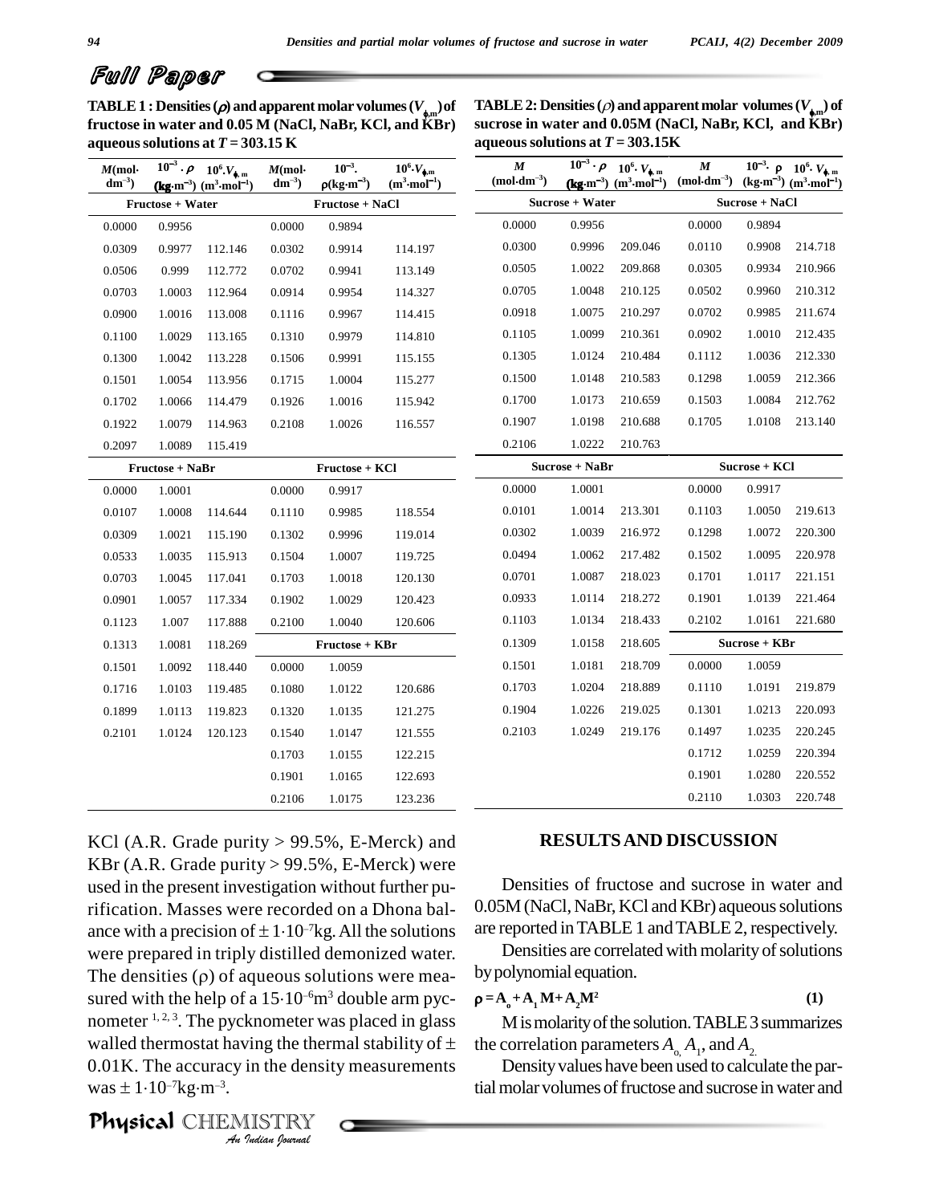## Full Paper

**TABLE 1 : Densities ($\rho$) and apparent molar volumes ($V_{\phi,m}$) of fructose in water and 0.05 M (NaCl, NaBr, KCl, and KBr) aqueous solutions at $T$ = 303.15 K**

| $M$(mol·dm$^{-3}$) | $10^{-3}\cdot\rho$ (kg·m$^{-3}$) | $10^{6}\cdot V_{\phi,m}$ (m$^{3}$·mol$^{-1}$) | $M$(mol·dm$^{-3}$) | $10^{-3}\cdot\rho$(kg·m$^{-3}$) | $10^{6}\cdot V_{\phi,m}$ (m$^{3}$·mol$^{-1}$) |
|---|---|---|---|---|---|
| Fructose + Water | | | Fructose + NaCl | | |
| 0.0000 | 0.9956 | | 0.0000 | 0.9894 | |
| 0.0309 | 0.9977 | 112.146 | 0.0302 | 0.9914 | 114.197 |
| 0.0506 | 0.999 | 112.772 | 0.0702 | 0.9941 | 113.149 |
| 0.0703 | 1.0003 | 112.964 | 0.0914 | 0.9954 | 114.327 |
| 0.0900 | 1.0016 | 113.008 | 0.1116 | 0.9967 | 114.415 |
| 0.1100 | 1.0029 | 113.165 | 0.1310 | 0.9979 | 114.810 |
| 0.1300 | 1.0042 | 113.228 | 0.1506 | 0.9991 | 115.155 |
| 0.1501 | 1.0054 | 113.956 | 0.1715 | 1.0004 | 115.277 |
| 0.1702 | 1.0066 | 114.479 | 0.1926 | 1.0016 | 115.942 |
| 0.1922 | 1.0079 | 114.963 | 0.2108 | 1.0026 | 116.557 |
| 0.2097 | 1.0089 | 115.419 | | | |
| Fructose + NaBr | | | Fructose + KCl | | |
| 0.0000 | 1.0001 | | 0.0000 | 0.9917 | |
| 0.0107 | 1.0008 | 114.644 | 0.1110 | 0.9985 | 118.554 |
| 0.0309 | 1.0021 | 115.190 | 0.1302 | 0.9996 | 119.014 |
| 0.0533 | 1.0035 | 115.913 | 0.1504 | 1.0007 | 119.725 |
| 0.0703 | 1.0045 | 117.041 | 0.1703 | 1.0018 | 120.130 |
| 0.0901 | 1.0057 | 117.334 | 0.1902 | 1.0029 | 120.423 |
| 0.1123 | 1.007 | 117.888 | 0.2100 | 1.0040 | 120.606 |
| 0.1313 | 1.0081 | 118.269 | Fructose + KBr | | |
| 0.1501 | 1.0092 | 118.440 | 0.0000 | 1.0059 | |
| 0.1716 | 1.0103 | 119.485 | 0.1080 | 1.0122 | 120.686 |
| 0.1899 | 1.0113 | 119.823 | 0.1320 | 1.0135 | 121.275 |
| 0.2101 | 1.0124 | 120.123 | 0.1540 | 1.0147 | 121.555 |
| | | | 0.1703 | 1.0155 | 122.215 |
| | | | 0.1901 | 1.0165 | 122.693 |
| | | | 0.2106 | 1.0175 | 123.236 |

**TABLE 2: Densities ($\rho$) and apparent molar volumes ($V_{\phi,m}$) of sucrose in water and 0.05M (NaCl, NaBr, KCl, and KBr) aqueous solutions at $T$ = 303.15K**

| $M$ (mol·dm$^{-3}$) | $10^{-3}\cdot\rho$ (kg·m$^{-3}$) | $10^{6}\cdot V_{\phi,m}$ (m$^{3}$·mol$^{-1}$) | $M$ (mol·dm$^{-3}$) | $10^{-3}\cdot\rho$ (kg·m$^{-3}$) | $10^{6}\cdot V_{\phi,m}$ (m$^{3}$·mol$^{-1}$) |
|---|---|---|---|---|---|
| Sucrose + Water | | | Sucrose + NaCl | | |
| 0.0000 | 0.9956 | | 0.0000 | 0.9894 | |
| 0.0300 | 0.9996 | 209.046 | 0.0110 | 0.9908 | 214.718 |
| 0.0505 | 1.0022 | 209.868 | 0.0305 | 0.9934 | 210.966 |
| 0.0705 | 1.0048 | 210.125 | 0.0502 | 0.9960 | 210.312 |
| 0.0918 | 1.0075 | 210.297 | 0.0702 | 0.9985 | 211.674 |
| 0.1105 | 1.0099 | 210.361 | 0.0902 | 1.0010 | 212.435 |
| 0.1305 | 1.0124 | 210.484 | 0.1112 | 1.0036 | 212.330 |
| 0.1500 | 1.0148 | 210.583 | 0.1298 | 1.0059 | 212.366 |
| 0.1700 | 1.0173 | 210.659 | 0.1503 | 1.0084 | 212.762 |
| 0.1907 | 1.0198 | 210.688 | 0.1705 | 1.0108 | 213.140 |
| 0.2106 | 1.0222 | 210.763 | | | |
| Sucrose + NaBr | | | Sucrose + KCl | | |
| 0.0000 | 1.0001 | | 0.0000 | 0.9917 | |
| 0.0101 | 1.0014 | 213.301 | 0.1103 | 1.0050 | 219.613 |
| 0.0302 | 1.0039 | 216.972 | 0.1298 | 1.0072 | 220.300 |
| 0.0494 | 1.0062 | 217.482 | 0.1502 | 1.0095 | 220.978 |
| 0.0701 | 1.0087 | 218.023 | 0.1701 | 1.0117 | 221.151 |
| 0.0933 | 1.0114 | 218.272 | 0.1901 | 1.0139 | 221.464 |
| 0.1103 | 1.0134 | 218.433 | 0.2102 | 1.0161 | 221.680 |
| 0.1309 | 1.0158 | 218.605 | Sucrose + KBr | | |
| 0.1501 | 1.0181 | 218.709 | 0.0000 | 1.0059 | |
| 0.1703 | 1.0204 | 218.889 | 0.1110 | 1.0191 | 219.879 |
| 0.1904 | 1.0226 | 219.025 | 0.1301 | 1.0213 | 220.093 |
| 0.2103 | 1.0249 | 219.176 | 0.1497 | 1.0235 | 220.245 |
| | | | 0.1712 | 1.0259 | 220.394 |
| | | | 0.1901 | 1.0280 | 220.552 |
| | | | 0.2110 | 1.0303 | 220.748 |

KCl (A.R. Grade purity > 99.5%, E-Merck) and KBr (A.R. Grade purity > 99.5%, E-Merck) were used in the present investigation without further purification. Masses were recorded on a Dhona balance with a precision of $\pm 1\cdot10^{-7}$kg. All the solutions were prepared in triply distilled demonized water. The densities ($\rho$) of aqueous solutions were measured with the help of a $15\cdot10^{-6}$m$^{3}$ double arm pycnometer [1,2,3]. The pycnometer was placed in glass walled thermostat having the thermal stability of $\pm$ 0.01K. The accuracy in the density measurements was $\pm 1\cdot10^{-7}$kg·m$^{-3}$.

## RESULTS AND DISCUSSION

Densities of fructose and sucrose in water and 0.05M (NaCl, NaBr, KCl and KBr) aqueous solutions are reported in TABLE 1 and TABLE 2, respectively.

Densities are correlated with molarity of solutions by polynomial equation.

$$\rho = A_o + A_1 M + A_2 M^2 \qquad (1)$$

M is molarity of the solution. TABLE 3 summarizes the correlation parameters $A_o$, $A_1$, and $A_2$.

Density values have been used to calculate the partial molar volumes of fructose and sucrose in water and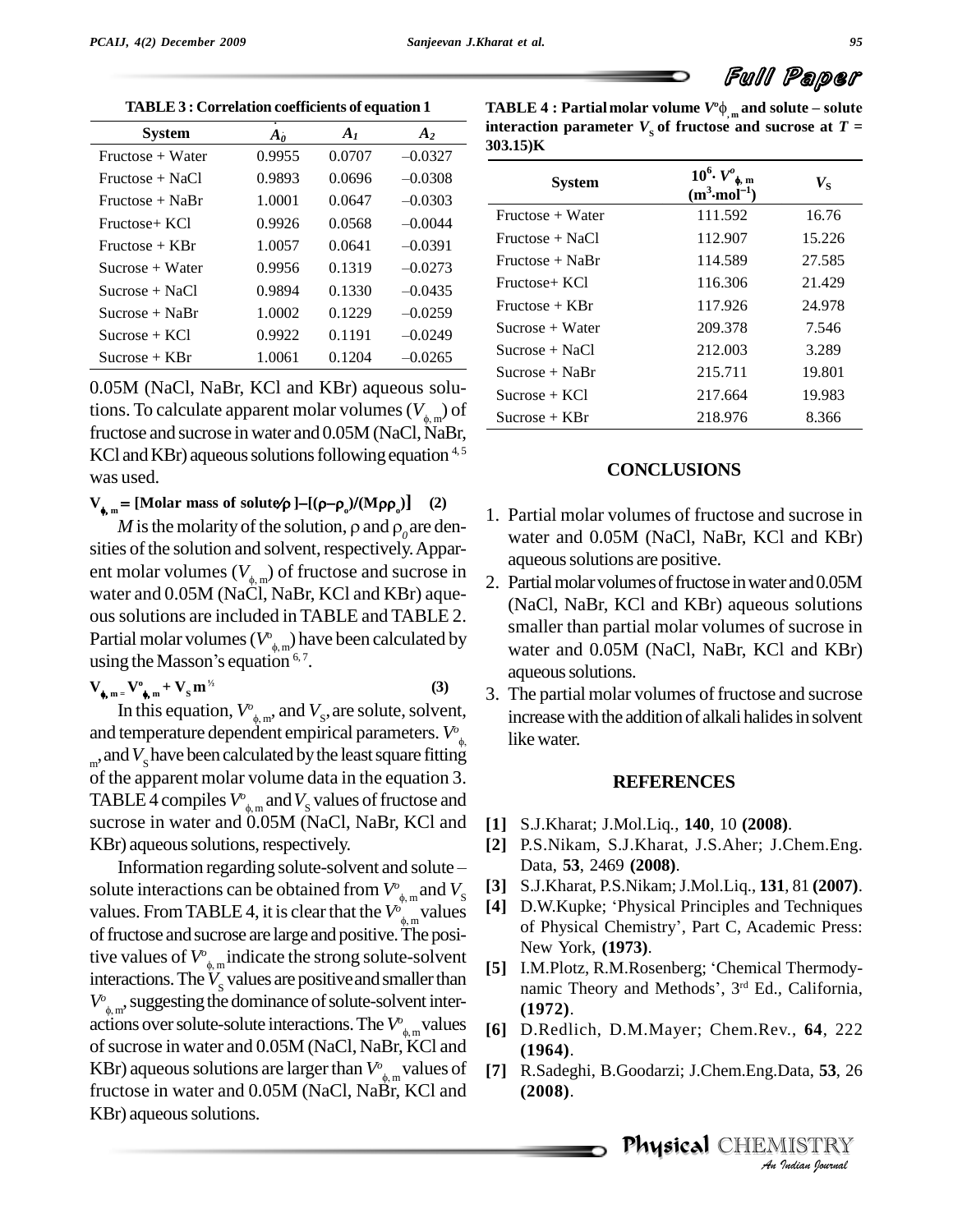**TABLE 3 : Correlation coefficients of equation 1**

| System | $A_0$ | $A_1$ | $A_2$ |
|---|---|---|---|
| Fructose + Water | 0.9955 | 0.0707 | –0.0327 |
| Fructose + NaCl | 0.9893 | 0.0696 | –0.0308 |
| Fructose + NaBr | 1.0001 | 0.0647 | –0.0303 |
| Fructose+ KCl | 0.9926 | 0.0568 | –0.0044 |
| Fructose + KBr | 1.0057 | 0.0641 | –0.0391 |
| Sucrose + Water | 0.9956 | 0.1319 | –0.0273 |
| Sucrose + NaCl | 0.9894 | 0.1330 | –0.0435 |
| Sucrose + NaBr | 1.0002 | 0.1229 | –0.0259 |
| Sucrose + KCl | 0.9922 | 0.1191 | –0.0249 |
| Sucrose + KBr | 1.0061 | 0.1204 | –0.0265 |

0.05M (NaCl, NaBr, KCl and KBr) aqueous solutions. To calculate apparent molar volumes ($V_{\phi,m}$) of fructose and sucrose in water and 0.05M (NaCl, NaBr, KCl and KBr) aqueous solutions following equation [4,5] was used.

$$V_{\phi,m} = [\text{Molar mass of solute}/\rho] - [(\rho - \rho_o)/(M\rho\rho_o)] \quad (2)$$

$M$ is the molarity of the solution, $\rho$ and $\rho_0$ are densities of the solution and solvent, respectively. Apparent molar volumes ($V_{\phi,m}$) of fructose and sucrose in water and 0.05M (NaCl, NaBr, KCl and KBr) aqueous solutions are included in TABLE and TABLE 2. Partial molar volumes ($V^o_{\phi,m}$) have been calculated by using the Masson's equation [6,7].

$$V_{\phi,m} = V^o_{\phi,m} + V_S m^{1/2} \quad (3)$$

In this equation, $V^o_{\phi,m}$, and $V_S$, are solute, solvent, and temperature dependent empirical parameters. $V^o_{\phi,m}$, and $V_S$ have been calculated by the least square fitting of the apparent molar volume data in the equation 3. TABLE 4 compiles $V^o_{\phi,m}$ and $V_S$ values of fructose and sucrose in water and 0.05M (NaCl, NaBr, KCl and KBr) aqueous solutions, respectively.

Information regarding solute-solvent and solute – solute interactions can be obtained from $V^o_{\phi,m}$ and $V_S$ values. From TABLE 4, it is clear that the $V^o_{\phi,m}$ values of fructose and sucrose are large and positive. The positive values of $V^o_{\phi,m}$ indicate the strong solute-solvent interactions. The $V_S$ values are positive and smaller than $V^o_{\phi,m}$, suggesting the dominance of solute-solvent interactions over solute-solute interactions. The $V^o_{\phi,m}$ values of sucrose in water and 0.05M (NaCl, NaBr, KCl and KBr) aqueous solutions are larger than $V^o_{\phi,m}$ values of fructose in water and 0.05M (NaCl, NaBr, KCl and KBr) aqueous solutions.

**TABLE 4 : Partial molar volume $V^o_{\phi,m}$ and solute – solute interaction parameter $V_S$ of fructose and sucrose at $T$ = 303.15)K**

| System | $10^6 \cdot V^o_{\phi,m}$ ($m^3 \cdot mol^{-1}$) | $V_S$ |
|---|---|---|
| Fructose + Water | 111.592 | 16.76 |
| Fructose + NaCl | 112.907 | 15.226 |
| Fructose + NaBr | 114.589 | 27.585 |
| Fructose+ KCl | 116.306 | 21.429 |
| Fructose + KBr | 117.926 | 24.978 |
| Sucrose + Water | 209.378 | 7.546 |
| Sucrose + NaCl | 212.003 | 3.289 |
| Sucrose + NaBr | 215.711 | 19.801 |
| Sucrose + KCl | 217.664 | 19.983 |
| Sucrose + KBr | 218.976 | 8.366 |

## CONCLUSIONS

1. Partial molar volumes of fructose and sucrose in water and 0.05M (NaCl, NaBr, KCl and KBr) aqueous solutions are positive.
2. Partial molar volumes of fructose in water and 0.05M (NaCl, NaBr, KCl and KBr) aqueous solutions smaller than partial molar volumes of sucrose in water and 0.05M (NaCl, NaBr, KCl and KBr) aqueous solutions.
3. The partial molar volumes of fructose and sucrose increase with the addition of alkali halides in solvent like water.

## REFERENCES

[1] S.J.Kharat; J.Mol.Liq., **140**, 10 **(2008)**.

[2] P.S.Nikam, S.J.Kharat, J.S.Aher; J.Chem.Eng. Data, **53**, 2469 **(2008)**.

[3] S.J.Kharat, P.S.Nikam; J.Mol.Liq., **131**, 81 **(2007)**.

[4] D.W.Kupke; 'Physical Principles and Techniques of Physical Chemistry', Part C, Academic Press: New York, **(1973)**.

[5] I.M.Plotz, R.M.Rosenberg; 'Chemical Thermodynamic Theory and Methods', 3rd Ed., California, **(1972)**.

[6] D.Redlich, D.M.Mayer; Chem.Rev., **64**, 222 **(1964)**.

[7] R.Sadeghi, B.Goodarzi; J.Chem.Eng.Data, **53**, 26 **(2008)**.